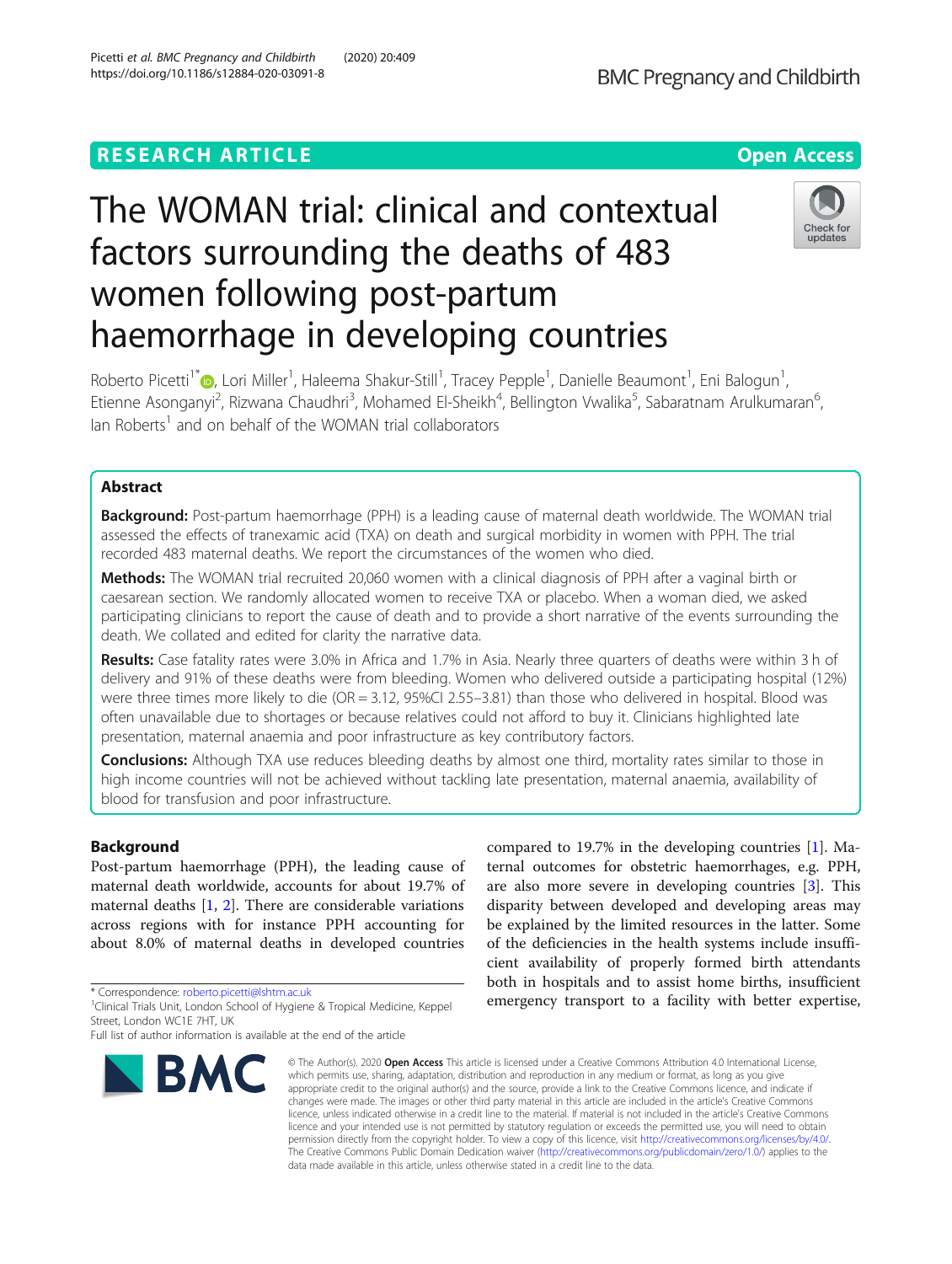RESEARCH ARTICLE

Open Access

# The WOMAN trial: clinical and contextual factors surrounding the deaths of 483 women following post-partum haemorrhage in developing countries

Roberto Picetti[1*], Lori Miller[1], Haleema Shakur-Still[1], Tracey Pepple[1], Danielle Beaumont[1], Eni Balogun[1], Etienne Asonganyi[2], Rizwana Chaudhri[3], Mohamed El-Sheikh[4], Bellington Vwalika[5], Sabaratnam Arulkumaran[6], Ian Roberts[1] and on behalf of the WOMAN trial collaborators

## Abstract

**Background:** Post-partum haemorrhage (PPH) is a leading cause of maternal death worldwide. The WOMAN trial assessed the effects of tranexamic acid (TXA) on death and surgical morbidity in women with PPH. The trial recorded 483 maternal deaths. We report the circumstances of the women who died.

**Methods:** The WOMAN trial recruited 20,060 women with a clinical diagnosis of PPH after a vaginal birth or caesarean section. We randomly allocated women to receive TXA or placebo. When a woman died, we asked participating clinicians to report the cause of death and to provide a short narrative of the events surrounding the death. We collated and edited for clarity the narrative data.

**Results:** Case fatality rates were 3.0% in Africa and 1.7% in Asia. Nearly three quarters of deaths were within 3 h of delivery and 91% of these deaths were from bleeding. Women who delivered outside a participating hospital (12%) were three times more likely to die (OR = 3.12, 95%CI 2.55–3.81) than those who delivered in hospital. Blood was often unavailable due to shortages or because relatives could not afford to buy it. Clinicians highlighted late presentation, maternal anaemia and poor infrastructure as key contributory factors.

**Conclusions:** Although TXA use reduces bleeding deaths by almost one third, mortality rates similar to those in high income countries will not be achieved without tackling late presentation, maternal anaemia, availability of blood for transfusion and poor infrastructure.

## Background

Post-partum haemorrhage (PPH), the leading cause of maternal death worldwide, accounts for about 19.7% of maternal deaths [1, 2]. There are considerable variations across regions with for instance PPH accounting for about 8.0% of maternal deaths in developed countries compared to 19.7% in the developing countries [1]. Maternal outcomes for obstetric haemorrhages, e.g. PPH, are also more severe in developing countries [3]. This disparity between developed and developing areas may be explained by the limited resources in the latter. Some of the deficiencies in the health systems include insufficient availability of properly formed birth attendants both in hospitals and to assist home births, insufficient emergency transport to a facility with better expertise,

* Correspondence: roberto.picetti@lshtm.ac.uk
[1]Clinical Trials Unit, London School of Hygiene & Tropical Medicine, Keppel Street, London WC1E 7HT, UK
Full list of author information is available at the end of the article

© The Author(s). 2020 **Open Access** This article is licensed under a Creative Commons Attribution 4.0 International License, which permits use, sharing, adaptation, distribution and reproduction in any medium or format, as long as you give appropriate credit to the original author(s) and the source, provide a link to the Creative Commons licence, and indicate if changes were made. The images or other third party material in this article are included in the article's Creative Commons licence, unless indicated otherwise in a credit line to the material. If material is not included in the article's Creative Commons licence and your intended use is not permitted by statutory regulation or exceeds the permitted use, you will need to obtain permission directly from the copyright holder. To view a copy of this licence, visit http://creativecommons.org/licenses/by/4.0/. The Creative Commons Public Domain Dedication waiver (http://creativecommons.org/publicdomain/zero/1.0/) applies to the data made available in this article, unless otherwise stated in a credit line to the data.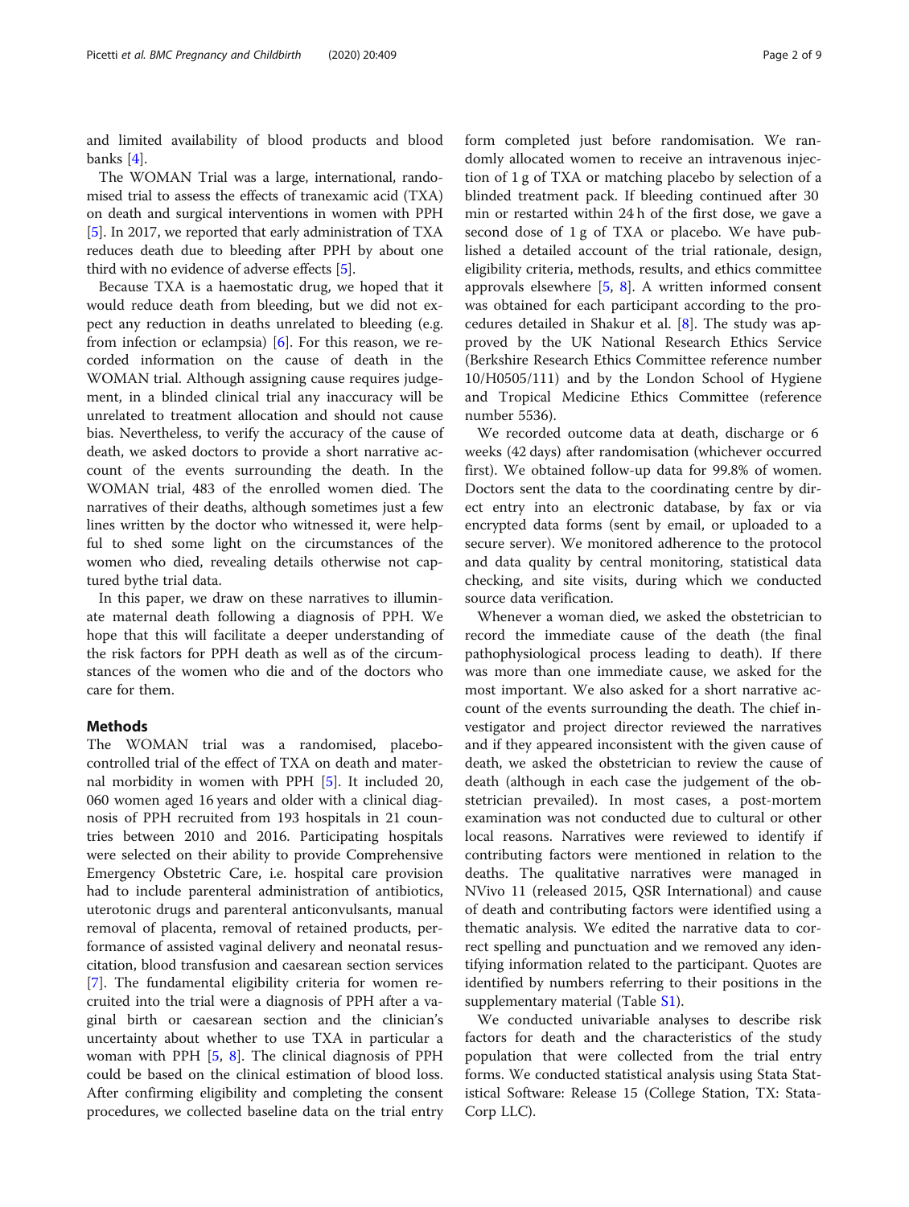and limited availability of blood products and blood banks [4].

The WOMAN Trial was a large, international, randomised trial to assess the effects of tranexamic acid (TXA) on death and surgical interventions in women with PPH [5]. In 2017, we reported that early administration of TXA reduces death due to bleeding after PPH by about one third with no evidence of adverse effects [5].

Because TXA is a haemostatic drug, we hoped that it would reduce death from bleeding, but we did not expect any reduction in deaths unrelated to bleeding (e.g. from infection or eclampsia) [6]. For this reason, we recorded information on the cause of death in the WOMAN trial. Although assigning cause requires judgement, in a blinded clinical trial any inaccuracy will be unrelated to treatment allocation and should not cause bias. Nevertheless, to verify the accuracy of the cause of death, we asked doctors to provide a short narrative account of the events surrounding the death. In the WOMAN trial, 483 of the enrolled women died. The narratives of their deaths, although sometimes just a few lines written by the doctor who witnessed it, were helpful to shed some light on the circumstances of the women who died, revealing details otherwise not captured bythe trial data.

In this paper, we draw on these narratives to illuminate maternal death following a diagnosis of PPH. We hope that this will facilitate a deeper understanding of the risk factors for PPH death as well as of the circumstances of the women who die and of the doctors who care for them.

## Methods

The WOMAN trial was a randomised, placebo-controlled trial of the effect of TXA on death and maternal morbidity in women with PPH [5]. It included 20,060 women aged 16 years and older with a clinical diagnosis of PPH recruited from 193 hospitals in 21 countries between 2010 and 2016. Participating hospitals were selected on their ability to provide Comprehensive Emergency Obstetric Care, i.e. hospital care provision had to include parenteral administration of antibiotics, uterotonic drugs and parenteral anticonvulsants, manual removal of placenta, removal of retained products, performance of assisted vaginal delivery and neonatal resuscitation, blood transfusion and caesarean section services [7]. The fundamental eligibility criteria for women recruited into the trial were a diagnosis of PPH after a vaginal birth or caesarean section and the clinician's uncertainty about whether to use TXA in particular a woman with PPH [5, 8]. The clinical diagnosis of PPH could be based on the clinical estimation of blood loss. After confirming eligibility and completing the consent procedures, we collected baseline data on the trial entry form completed just before randomisation. We randomly allocated women to receive an intravenous injection of 1 g of TXA or matching placebo by selection of a blinded treatment pack. If bleeding continued after 30 min or restarted within 24 h of the first dose, we gave a second dose of 1 g of TXA or placebo. We have published a detailed account of the trial rationale, design, eligibility criteria, methods, results, and ethics committee approvals elsewhere [5, 8]. A written informed consent was obtained for each participant according to the procedures detailed in Shakur et al. [8]. The study was approved by the UK National Research Ethics Service (Berkshire Research Ethics Committee reference number 10/H0505/111) and by the London School of Hygiene and Tropical Medicine Ethics Committee (reference number 5536).

We recorded outcome data at death, discharge or 6 weeks (42 days) after randomisation (whichever occurred first). We obtained follow-up data for 99.8% of women. Doctors sent the data to the coordinating centre by direct entry into an electronic database, by fax or via encrypted data forms (sent by email, or uploaded to a secure server). We monitored adherence to the protocol and data quality by central monitoring, statistical data checking, and site visits, during which we conducted source data verification.

Whenever a woman died, we asked the obstetrician to record the immediate cause of the death (the final pathophysiological process leading to death). If there was more than one immediate cause, we asked for the most important. We also asked for a short narrative account of the events surrounding the death. The chief investigator and project director reviewed the narratives and if they appeared inconsistent with the given cause of death, we asked the obstetrician to review the cause of death (although in each case the judgement of the obstetrician prevailed). In most cases, a post-mortem examination was not conducted due to cultural or other local reasons. Narratives were reviewed to identify if contributing factors were mentioned in relation to the deaths. The qualitative narratives were managed in NVivo 11 (released 2015, QSR International) and cause of death and contributing factors were identified using a thematic analysis. We edited the narrative data to correct spelling and punctuation and we removed any identifying information related to the participant. Quotes are identified by numbers referring to their positions in the supplementary material (Table S1).

We conducted univariable analyses to describe risk factors for death and the characteristics of the study population that were collected from the trial entry forms. We conducted statistical analysis using Stata Statistical Software: Release 15 (College Station, TX: StataCorp LLC).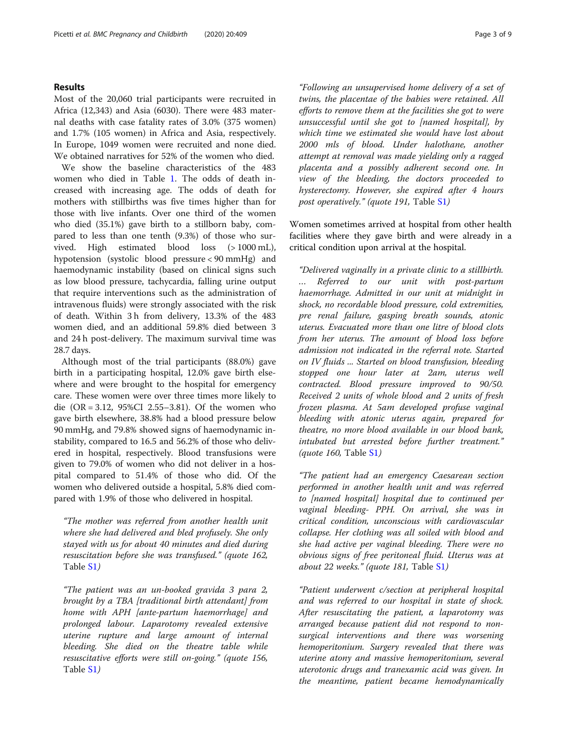## Results

Most of the 20,060 trial participants were recruited in Africa (12,343) and Asia (6030). There were 483 maternal deaths with case fatality rates of 3.0% (375 women) and 1.7% (105 women) in Africa and Asia, respectively. In Europe, 1049 women were recruited and none died. We obtained narratives for 52% of the women who died.

We show the baseline characteristics of the 483 women who died in Table 1. The odds of death increased with increasing age. The odds of death for mothers with stillbirths was five times higher than for those with live infants. Over one third of the women who died (35.1%) gave birth to a stillborn baby, compared to less than one tenth (9.3%) of those who survived. High estimated blood loss (> 1000 mL), hypotension (systolic blood pressure < 90 mmHg) and haemodynamic instability (based on clinical signs such as low blood pressure, tachycardia, falling urine output that require interventions such as the administration of intravenous fluids) were strongly associated with the risk of death. Within 3 h from delivery, 13.3% of the 483 women died, and an additional 59.8% died between 3 and 24 h post-delivery. The maximum survival time was 28.7 days.

Although most of the trial participants (88.0%) gave birth in a participating hospital, 12.0% gave birth elsewhere and were brought to the hospital for emergency care. These women were over three times more likely to die (OR = 3.12, 95%CI 2.55–3.81). Of the women who gave birth elsewhere, 38.8% had a blood pressure below 90 mmHg, and 79.8% showed signs of haemodynamic instability, compared to 16.5 and 56.2% of those who delivered in hospital, respectively. Blood transfusions were given to 79.0% of women who did not deliver in a hospital compared to 51.4% of those who did. Of the women who delivered outside a hospital, 5.8% died compared with 1.9% of those who delivered in hospital.

> *"The mother was referred from another health unit where she had delivered and bled profusely. She only stayed with us for about 40 minutes and died during resuscitation before she was transfused."* (quote 162, Table S1)

> *"The patient was an un-booked gravida 3 para 2, brought by a TBA [traditional birth attendant] from home with APH [ante-partum haemorrhage] and prolonged labour. Laparotomy revealed extensive uterine rupture and large amount of internal bleeding. She died on the theatre table while resuscitative efforts were still on-going."* (quote 156, Table S1)

> *"Following an unsupervised home delivery of a set of twins, the placentae of the babies were retained. All efforts to remove them at the facilities she got to were unsuccessful until she got to [named hospital], by which time we estimated she would have lost about 2000 mls of blood. Under halothane, another attempt at removal was made yielding only a ragged placenta and a possibly adherent second one. In view of the bleeding, the doctors proceeded to hysterectomy. However, she expired after 4 hours post operatively."* (quote 191, Table S1)

Women sometimes arrived at hospital from other health facilities where they gave birth and were already in a critical condition upon arrival at the hospital.

> *"Delivered vaginally in a private clinic to a stillbirth. … Referred to our unit with post-partum haemorrhage. Admitted in our unit at midnight in shock, no recordable blood pressure, cold extremities, pre renal failure, gasping breath sounds, atonic uterus. Evacuated more than one litre of blood clots from her uterus. The amount of blood loss before admission not indicated in the referral note. Started on IV fluids ... Started on blood transfusion, bleeding stopped one hour later at 2am, uterus well contracted. Blood pressure improved to 90/50. Received 2 units of whole blood and 2 units of fresh frozen plasma. At 5am developed profuse vaginal bleeding with atonic uterus again, prepared for theatre, no more blood available in our blood bank, intubated but arrested before further treatment."* (quote 160, Table S1)

> *"The patient had an emergency Caesarean section performed in another health unit and was referred to [named hospital] hospital due to continued per vaginal bleeding- PPH. On arrival, she was in critical condition, unconscious with cardiovascular collapse. Her clothing was all soiled with blood and she had active per vaginal bleeding. There were no obvious signs of free peritoneal fluid. Uterus was at about 22 weeks."* (quote 181, Table S1)

> *"Patient underwent c/section at peripheral hospital and was referred to our hospital in state of shock. After resuscitating the patient, a laparotomy was arranged because patient did not respond to non-surgical interventions and there was worsening hemoperitonium. Surgery revealed that there was uterine atony and massive hemoperitonium, several uterotonic drugs and tranexamic acid was given. In the meantime, patient became hemodynamically*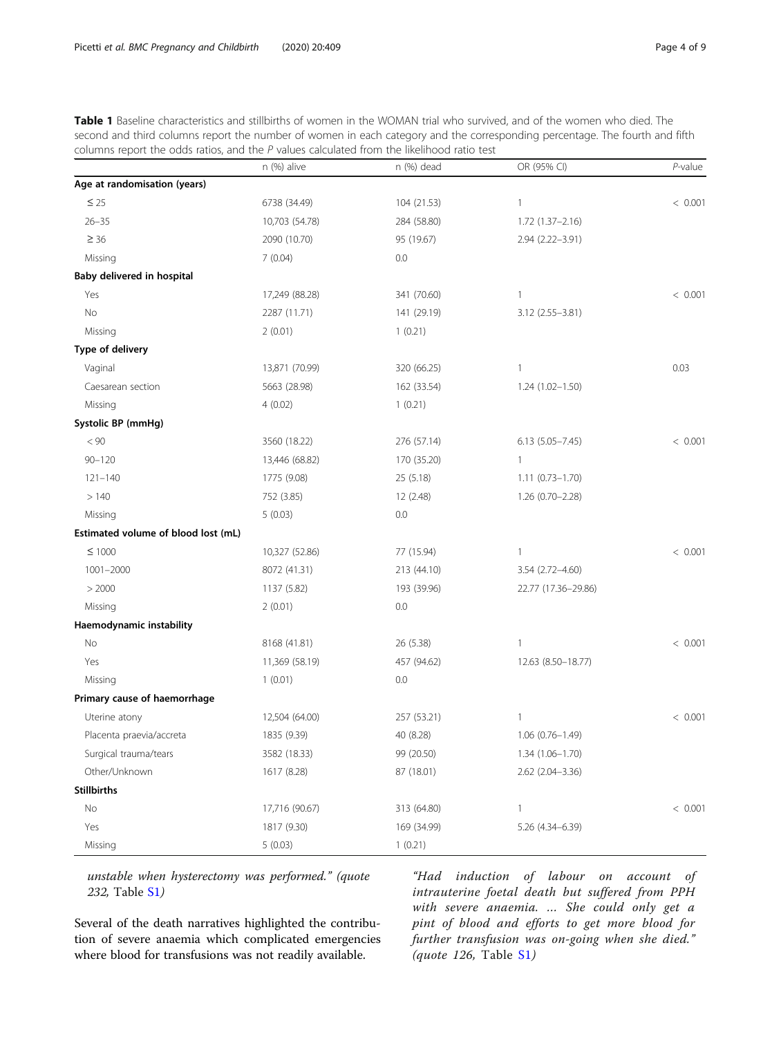**Table 1** Baseline characteristics and stillbirths of women in the WOMAN trial who survived, and of the women who died. The second and third columns report the number of women in each category and the corresponding percentage. The fourth and fifth columns report the odds ratios, and the *P* values calculated from the likelihood ratio test

| | n (%) alive | n (%) dead | OR (95% CI) | *P*-value |
|---|---|---|---|---|
| **Age at randomisation (years)** | | | | |
| ≤ 25 | 6738 (34.49) | 104 (21.53) | 1 | < 0.001 |
| 26–35 | 10,703 (54.78) | 284 (58.80) | 1.72 (1.37–2.16) | |
| ≥ 36 | 2090 (10.70) | 95 (19.67) | 2.94 (2.22–3.91) | |
| Missing | 7 (0.04) | 0.0 | | |
| **Baby delivered in hospital** | | | | |
| Yes | 17,249 (88.28) | 341 (70.60) | 1 | < 0.001 |
| No | 2287 (11.71) | 141 (29.19) | 3.12 (2.55–3.81) | |
| Missing | 2 (0.01) | 1 (0.21) | | |
| **Type of delivery** | | | | |
| Vaginal | 13,871 (70.99) | 320 (66.25) | 1 | 0.03 |
| Caesarean section | 5663 (28.98) | 162 (33.54) | 1.24 (1.02–1.50) | |
| Missing | 4 (0.02) | 1 (0.21) | | |
| **Systolic BP (mmHg)** | | | | |
| < 90 | 3560 (18.22) | 276 (57.14) | 6.13 (5.05–7.45) | < 0.001 |
| 90–120 | 13,446 (68.82) | 170 (35.20) | 1 | |
| 121–140 | 1775 (9.08) | 25 (5.18) | 1.11 (0.73–1.70) | |
| > 140 | 752 (3.85) | 12 (2.48) | 1.26 (0.70–2.28) | |
| Missing | 5 (0.03) | 0.0 | | |
| **Estimated volume of blood lost (mL)** | | | | |
| ≤ 1000 | 10,327 (52.86) | 77 (15.94) | 1 | < 0.001 |
| 1001–2000 | 8072 (41.31) | 213 (44.10) | 3.54 (2.72–4.60) | |
| > 2000 | 1137 (5.82) | 193 (39.96) | 22.77 (17.36–29.86) | |
| Missing | 2 (0.01) | 0.0 | | |
| **Haemodynamic instability** | | | | |
| No | 8168 (41.81) | 26 (5.38) | 1 | < 0.001 |
| Yes | 11,369 (58.19) | 457 (94.62) | 12.63 (8.50–18.77) | |
| Missing | 1 (0.01) | 0.0 | | |
| **Primary cause of haemorrhage** | | | | |
| Uterine atony | 12,504 (64.00) | 257 (53.21) | 1 | < 0.001 |
| Placenta praevia/accreta | 1835 (9.39) | 40 (8.28) | 1.06 (0.76–1.49) | |
| Surgical trauma/tears | 3582 (18.33) | 99 (20.50) | 1.34 (1.06–1.70) | |
| Other/Unknown | 1617 (8.28) | 87 (18.01) | 2.62 (2.04–3.36) | |
| **Stillbirths** | | | | |
| No | 17,716 (90.67) | 313 (64.80) | 1 | < 0.001 |
| Yes | 1817 (9.30) | 169 (34.99) | 5.26 (4.34–6.39) | |
| Missing | 5 (0.03) | 1 (0.21) | | |

*unstable when hysterectomy was performed." (quote 232,* Table S1*)*

Several of the death narratives highlighted the contribution of severe anaemia which complicated emergencies where blood for transfusions was not readily available.

*"Had induction of labour on account of intrauterine foetal death but suffered from PPH with severe anaemia. ... She could only get a pint of blood and efforts to get more blood for further transfusion was on-going when she died." (quote 126,* Table S1*)*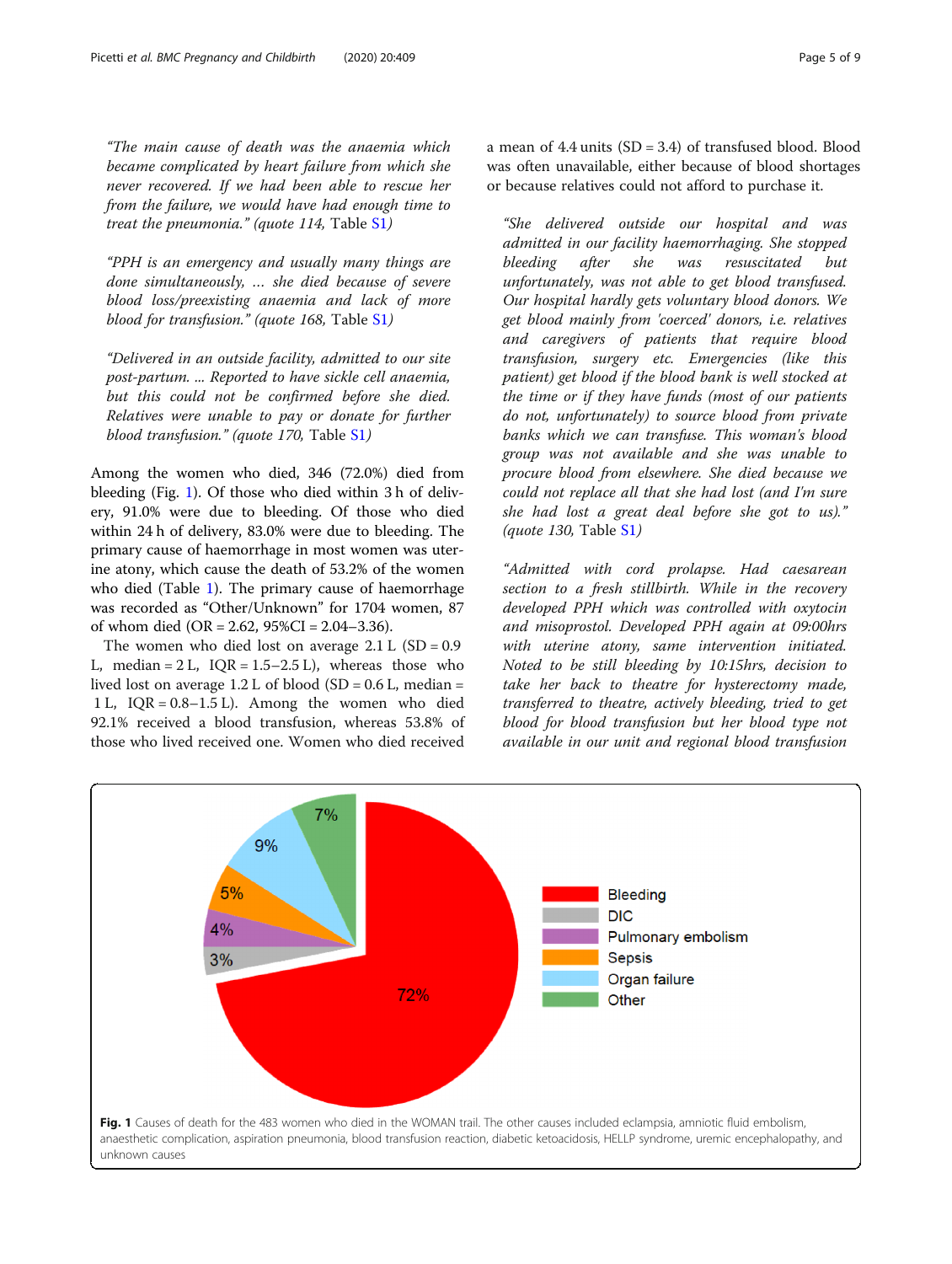*"The main cause of death was the anaemia which became complicated by heart failure from which she never recovered. If we had been able to rescue her from the failure, we would have had enough time to treat the pneumonia."* (quote 114, Table S1)

*"PPH is an emergency and usually many things are done simultaneously, … she died because of severe blood loss/preexisting anaemia and lack of more blood for transfusion."* (quote 168, Table S1)

*"Delivered in an outside facility, admitted to our site post-partum. ... Reported to have sickle cell anaemia, but this could not be confirmed before she died. Relatives were unable to pay or donate for further blood transfusion."* (quote 170, Table S1)

Among the women who died, 346 (72.0%) died from bleeding (Fig. 1). Of those who died within 3 h of delivery, 91.0% were due to bleeding. Of those who died within 24 h of delivery, 83.0% were due to bleeding. The primary cause of haemorrhage in most women was uterine atony, which cause the death of 53.2% of the women who died (Table 1). The primary cause of haemorrhage was recorded as "Other/Unknown" for 1704 women, 87 of whom died (OR = 2.62, 95%CI = 2.04–3.36).

The women who died lost on average 2.1 L (SD = 0.9 L, median = 2 L, IQR = 1.5–2.5 L), whereas those who lived lost on average 1.2 L of blood (SD = 0.6 L, median = 1 L, IQR = 0.8–1.5 L). Among the women who died 92.1% received a blood transfusion, whereas 53.8% of those who lived received one. Women who died received a mean of 4.4 units (SD = 3.4) of transfused blood. Blood was often unavailable, either because of blood shortages or because relatives could not afford to purchase it.

*"She delivered outside our hospital and was admitted in our facility haemorrhaging. She stopped bleeding after she was resuscitated but unfortunately, was not able to get blood transfused. Our hospital hardly gets voluntary blood donors. We get blood mainly from 'coerced' donors, i.e. relatives and caregivers of patients that require blood transfusion, surgery etc. Emergencies (like this patient) get blood if the blood bank is well stocked at the time or if they have funds (most of our patients do not, unfortunately) to source blood from private banks which we can transfuse. This woman's blood group was not available and she was unable to procure blood from elsewhere. She died because we could not replace all that she had lost (and I'm sure she had lost a great deal before she got to us)."* (quote 130, Table S1)

*"Admitted with cord prolapse. Had caesarean section to a fresh stillbirth. While in the recovery developed PPH which was controlled with oxytocin and misoprostol. Developed PPH again at 09:00hrs with uterine atony, same intervention initiated. Noted to be still bleeding by 10:15hrs, decision to take her back to theatre for hysterectomy made, transferred to theatre, actively bleeding, tried to get blood for blood transfusion but her blood type not available in our unit and regional blood transfusion*

**Fig. 1** Causes of death for the 483 women who died in the WOMAN trail. The other causes included eclampsia, amniotic fluid embolism, anaesthetic complication, aspiration pneumonia, blood transfusion reaction, diabetic ketoacidosis, HELLP syndrome, uremic encephalopathy, and unknown causes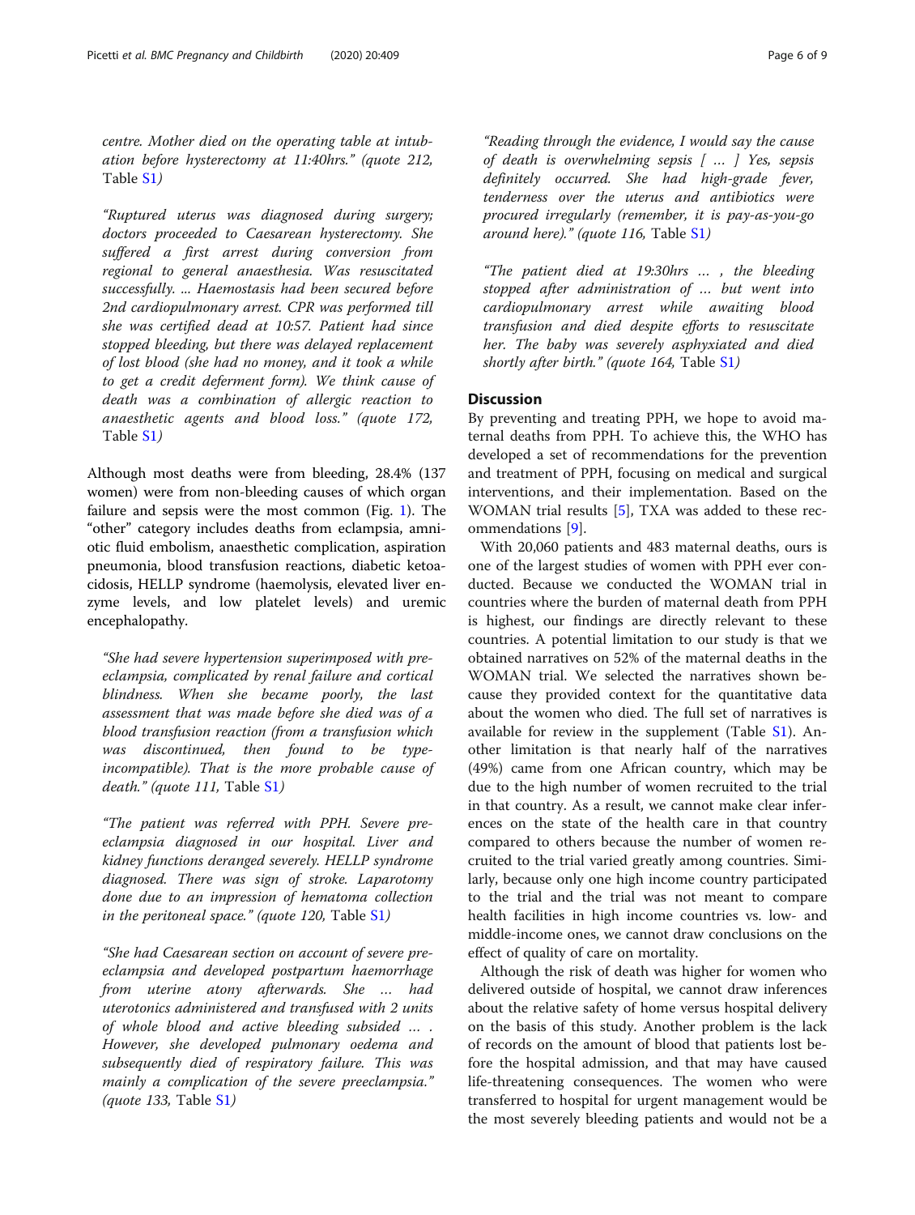*centre. Mother died on the operating table at intubation before hysterectomy at 11:40hrs." (quote 212,* Table S1*)*

*"Ruptured uterus was diagnosed during surgery; doctors proceeded to Caesarean hysterectomy. She suffered a first arrest during conversion from regional to general anaesthesia. Was resuscitated successfully. ... Haemostasis had been secured before 2nd cardiopulmonary arrest. CPR was performed till she was certified dead at 10:57. Patient had since stopped bleeding, but there was delayed replacement of lost blood (she had no money, and it took a while to get a credit deferment form). We think cause of death was a combination of allergic reaction to anaesthetic agents and blood loss." (quote 172,* Table S1*)*

Although most deaths were from bleeding, 28.4% (137 women) were from non-bleeding causes of which organ failure and sepsis were the most common (Fig. 1). The "other" category includes deaths from eclampsia, amniotic fluid embolism, anaesthetic complication, aspiration pneumonia, blood transfusion reactions, diabetic ketoacidosis, HELLP syndrome (haemolysis, elevated liver enzyme levels, and low platelet levels) and uremic encephalopathy.

*"She had severe hypertension superimposed with preeclampsia, complicated by renal failure and cortical blindness. When she became poorly, the last assessment that was made before she died was of a blood transfusion reaction (from a transfusion which was discontinued, then found to be type-incompatible). That is the more probable cause of death." (quote 111,* Table S1*)*

*"The patient was referred with PPH. Severe preeclampsia diagnosed in our hospital. Liver and kidney functions deranged severely. HELLP syndrome diagnosed. There was sign of stroke. Laparotomy done due to an impression of hematoma collection in the peritoneal space." (quote 120,* Table S1*)*

*"She had Caesarean section on account of severe preeclampsia and developed postpartum haemorrhage from uterine atony afterwards. She … had uterotonics administered and transfused with 2 units of whole blood and active bleeding subsided … . However, she developed pulmonary oedema and subsequently died of respiratory failure. This was mainly a complication of the severe preeclampsia." (quote 133,* Table S1*)*

*"Reading through the evidence, I would say the cause of death is overwhelming sepsis [ … ] Yes, sepsis definitely occurred. She had high-grade fever, tenderness over the uterus and antibiotics were procured irregularly (remember, it is pay-as-you-go around here)." (quote 116,* Table S1*)*

*"The patient died at 19:30hrs … , the bleeding stopped after administration of … but went into cardiopulmonary arrest while awaiting blood transfusion and died despite efforts to resuscitate her. The baby was severely asphyxiated and died shortly after birth." (quote 164,* Table S1*)*

## Discussion

By preventing and treating PPH, we hope to avoid maternal deaths from PPH. To achieve this, the WHO has developed a set of recommendations for the prevention and treatment of PPH, focusing on medical and surgical interventions, and their implementation. Based on the WOMAN trial results [5], TXA was added to these recommendations [9].

With 20,060 patients and 483 maternal deaths, ours is one of the largest studies of women with PPH ever conducted. Because we conducted the WOMAN trial in countries where the burden of maternal death from PPH is highest, our findings are directly relevant to these countries. A potential limitation to our study is that we obtained narratives on 52% of the maternal deaths in the WOMAN trial. We selected the narratives shown because they provided context for the quantitative data about the women who died. The full set of narratives is available for review in the supplement (Table S1). Another limitation is that nearly half of the narratives (49%) came from one African country, which may be due to the high number of women recruited to the trial in that country. As a result, we cannot make clear inferences on the state of the health care in that country compared to others because the number of women recruited to the trial varied greatly among countries. Similarly, because only one high income country participated to the trial and the trial was not meant to compare health facilities in high income countries vs. low- and middle-income ones, we cannot draw conclusions on the effect of quality of care on mortality.

Although the risk of death was higher for women who delivered outside of hospital, we cannot draw inferences about the relative safety of home versus hospital delivery on the basis of this study. Another problem is the lack of records on the amount of blood that patients lost before the hospital admission, and that may have caused life-threatening consequences. The women who were transferred to hospital for urgent management would be the most severely bleeding patients and would not be a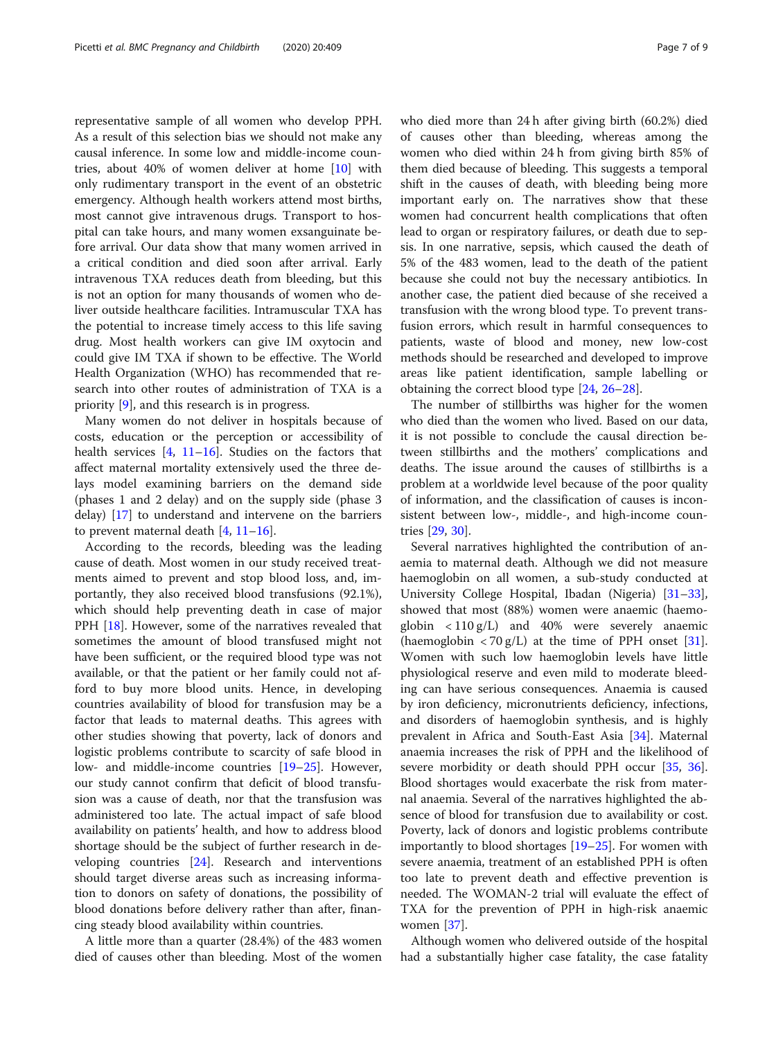representative sample of all women who develop PPH. As a result of this selection bias we should not make any causal inference. In some low and middle-income countries, about 40% of women deliver at home [10] with only rudimentary transport in the event of an obstetric emergency. Although health workers attend most births, most cannot give intravenous drugs. Transport to hospital can take hours, and many women exsanguinate before arrival. Our data show that many women arrived in a critical condition and died soon after arrival. Early intravenous TXA reduces death from bleeding, but this is not an option for many thousands of women who deliver outside healthcare facilities. Intramuscular TXA has the potential to increase timely access to this life saving drug. Most health workers can give IM oxytocin and could give IM TXA if shown to be effective. The World Health Organization (WHO) has recommended that research into other routes of administration of TXA is a priority [9], and this research is in progress.

Many women do not deliver in hospitals because of costs, education or the perception or accessibility of health services [4, 11–16]. Studies on the factors that affect maternal mortality extensively used the three delays model examining barriers on the demand side (phases 1 and 2 delay) and on the supply side (phase 3 delay) [17] to understand and intervene on the barriers to prevent maternal death [4, 11–16].

According to the records, bleeding was the leading cause of death. Most women in our study received treatments aimed to prevent and stop blood loss, and, importantly, they also received blood transfusions (92.1%), which should help preventing death in case of major PPH [18]. However, some of the narratives revealed that sometimes the amount of blood transfused might not have been sufficient, or the required blood type was not available, or that the patient or her family could not afford to buy more blood units. Hence, in developing countries availability of blood for transfusion may be a factor that leads to maternal deaths. This agrees with other studies showing that poverty, lack of donors and logistic problems contribute to scarcity of safe blood in low- and middle-income countries [19–25]. However, our study cannot confirm that deficit of blood transfusion was a cause of death, nor that the transfusion was administered too late. The actual impact of safe blood availability on patients' health, and how to address blood shortage should be the subject of further research in developing countries [24]. Research and interventions should target diverse areas such as increasing information to donors on safety of donations, the possibility of blood donations before delivery rather than after, financing steady blood availability within countries.

A little more than a quarter (28.4%) of the 483 women died of causes other than bleeding. Most of the women who died more than 24 h after giving birth (60.2%) died of causes other than bleeding, whereas among the women who died within 24 h from giving birth 85% of them died because of bleeding. This suggests a temporal shift in the causes of death, with bleeding being more important early on. The narratives show that these women had concurrent health complications that often lead to organ or respiratory failures, or death due to sepsis. In one narrative, sepsis, which caused the death of 5% of the 483 women, lead to the death of the patient because she could not buy the necessary antibiotics. In another case, the patient died because of she received a transfusion with the wrong blood type. To prevent transfusion errors, which result in harmful consequences to patients, waste of blood and money, new low-cost methods should be researched and developed to improve areas like patient identification, sample labelling or obtaining the correct blood type [24, 26–28].

The number of stillbirths was higher for the women who died than the women who lived. Based on our data, it is not possible to conclude the causal direction between stillbirths and the mothers' complications and deaths. The issue around the causes of stillbirths is a problem at a worldwide level because of the poor quality of information, and the classification of causes is inconsistent between low-, middle-, and high-income countries [29, 30].

Several narratives highlighted the contribution of anaemia to maternal death. Although we did not measure haemoglobin on all women, a sub-study conducted at University College Hospital, Ibadan (Nigeria) [31–33], showed that most (88%) women were anaemic (haemoglobin < 110 g/L) and 40% were severely anaemic (haemoglobin < 70 g/L) at the time of PPH onset [31]. Women with such low haemoglobin levels have little physiological reserve and even mild to moderate bleeding can have serious consequences. Anaemia is caused by iron deficiency, micronutrients deficiency, infections, and disorders of haemoglobin synthesis, and is highly prevalent in Africa and South-East Asia [34]. Maternal anaemia increases the risk of PPH and the likelihood of severe morbidity or death should PPH occur [35, 36]. Blood shortages would exacerbate the risk from maternal anaemia. Several of the narratives highlighted the absence of blood for transfusion due to availability or cost. Poverty, lack of donors and logistic problems contribute importantly to blood shortages [19–25]. For women with severe anaemia, treatment of an established PPH is often too late to prevent death and effective prevention is needed. The WOMAN-2 trial will evaluate the effect of TXA for the prevention of PPH in high-risk anaemic women [37].

Although women who delivered outside of the hospital had a substantially higher case fatality, the case fatality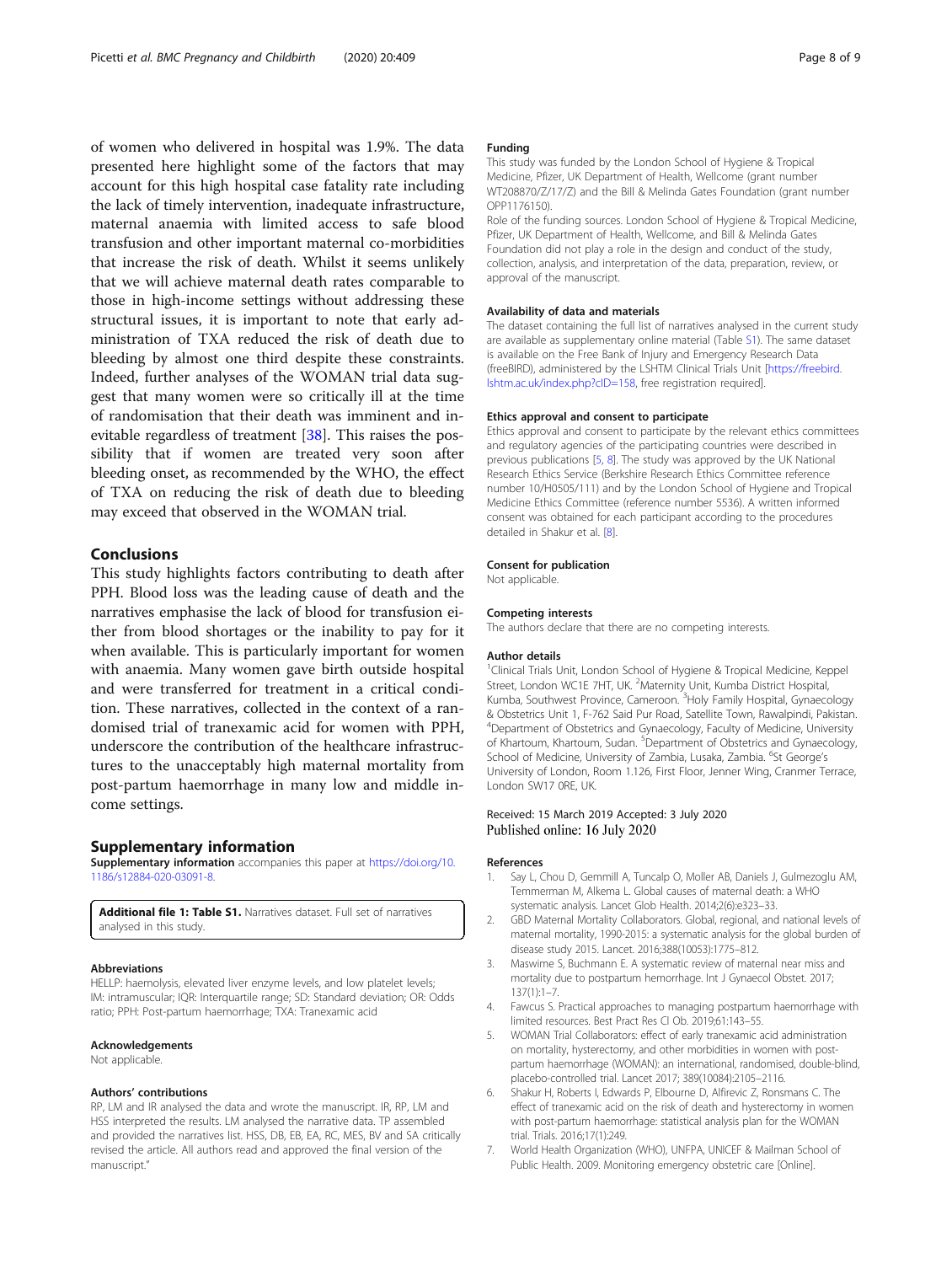of women who delivered in hospital was 1.9%. The data presented here highlight some of the factors that may account for this high hospital case fatality rate including the lack of timely intervention, inadequate infrastructure, maternal anaemia with limited access to safe blood transfusion and other important maternal co-morbidities that increase the risk of death. Whilst it seems unlikely that we will achieve maternal death rates comparable to those in high-income settings without addressing these structural issues, it is important to note that early administration of TXA reduced the risk of death due to bleeding by almost one third despite these constraints. Indeed, further analyses of the WOMAN trial data suggest that many women were so critically ill at the time of randomisation that their death was imminent and inevitable regardless of treatment [38]. This raises the possibility that if women are treated very soon after bleeding onset, as recommended by the WHO, the effect of TXA on reducing the risk of death due to bleeding may exceed that observed in the WOMAN trial.

## Conclusions

This study highlights factors contributing to death after PPH. Blood loss was the leading cause of death and the narratives emphasise the lack of blood for transfusion either from blood shortages or the inability to pay for it when available. This is particularly important for women with anaemia. Many women gave birth outside hospital and were transferred for treatment in a critical condition. These narratives, collected in the context of a randomised trial of tranexamic acid for women with PPH, underscore the contribution of the healthcare infrastructures to the unacceptably high maternal mortality from post-partum haemorrhage in many low and middle income settings.

## Supplementary information

**Supplementary information** accompanies this paper at https://doi.org/10.1186/s12884-020-03091-8.

**Additional file 1: Table S1.** Narratives dataset. Full set of narratives analysed in this study.

### Abbreviations

HELLP: haemolysis, elevated liver enzyme levels, and low platelet levels; IM: intramuscular; IQR: Interquartile range; SD: Standard deviation; OR: Odds ratio; PPH: Post-partum haemorrhage; TXA: Tranexamic acid

### Acknowledgements

Not applicable.

### Authors' contributions

RP, LM and IR analysed the data and wrote the manuscript. IR, RP, LM and HSS interpreted the results. LM analysed the narrative data. TP assembled and provided the narratives list. HSS, DB, EB, EA, RC, MES, BV and SA critically revised the article. All authors read and approved the final version of the manuscript."

### Funding

This study was funded by the London School of Hygiene & Tropical Medicine, Pfizer, UK Department of Health, Wellcome (grant number WT208870/Z/17/Z) and the Bill & Melinda Gates Foundation (grant number OPP1176150).

Role of the funding sources. London School of Hygiene & Tropical Medicine, Pfizer, UK Department of Health, Wellcome, and Bill & Melinda Gates Foundation did not play a role in the design and conduct of the study, collection, analysis, and interpretation of the data, preparation, review, or approval of the manuscript.

### Availability of data and materials

The dataset containing the full list of narratives analysed in the current study are available as supplementary online material (Table S1). The same dataset is available on the Free Bank of Injury and Emergency Research Data (freeBIRD), administered by the LSHTM Clinical Trials Unit [https://freebird.lshtm.ac.uk/index.php?cID=158, free registration required].

### Ethics approval and consent to participate

Ethics approval and consent to participate by the relevant ethics committees and regulatory agencies of the participating countries were described in previous publications [5, 8]. The study was approved by the UK National Research Ethics Service (Berkshire Research Ethics Committee reference number 10/H0505/111) and by the London School of Hygiene and Tropical Medicine Ethics Committee (reference number 5536). A written informed consent was obtained for each participant according to the procedures detailed in Shakur et al. [8].

### Consent for publication

Not applicable.

### Competing interests

The authors declare that there are no competing interests.

### Author details

[1]Clinical Trials Unit, London School of Hygiene & Tropical Medicine, Keppel Street, London WC1E 7HT, UK. [2]Maternity Unit, Kumba District Hospital, Kumba, Southwest Province, Cameroon. [3]Holy Family Hospital, Gynaecology & Obstetrics Unit 1, F-762 Said Pur Road, Satellite Town, Rawalpindi, Pakistan. [4]Department of Obstetrics and Gynaecology, Faculty of Medicine, University of Khartoum, Khartoum, Sudan. [5]Department of Obstetrics and Gynaecology, School of Medicine, University of Zambia, Lusaka, Zambia. [6]St George's University of London, Room 1.126, First Floor, Jenner Wing, Cranmer Terrace, London SW17 0RE, UK.

Received: 15 March 2019 Accepted: 3 July 2020
Published online: 16 July 2020

### References

1. Say L, Chou D, Gemmill A, Tuncalp O, Moller AB, Daniels J, Gulmezoglu AM, Temmerman M, Alkema L. Global causes of maternal death: a WHO systematic analysis. Lancet Glob Health. 2014;2(6):e323–33.
2. GBD Maternal Mortality Collaborators. Global, regional, and national levels of maternal mortality, 1990-2015: a systematic analysis for the global burden of disease study 2015. Lancet. 2016;388(10053):1775–812.
3. Maswime S, Buchmann E. A systematic review of maternal near miss and mortality due to postpartum hemorrhage. Int J Gynaecol Obstet. 2017; 137(1):1–7.
4. Fawcus S. Practical approaches to managing postpartum haemorrhage with limited resources. Best Pract Res Cl Ob. 2019;61:143–55.
5. WOMAN Trial Collaborators: effect of early tranexamic acid administration on mortality, hysterectomy, and other morbidities in women with post-partum haemorrhage (WOMAN): an international, randomised, double-blind, placebo-controlled trial. Lancet 2017; 389(10084):2105–2116.
6. Shakur H, Roberts I, Edwards P, Elbourne D, Alfirevic Z, Ronsmans C. The effect of tranexamic acid on the risk of death and hysterectomy in women with post-partum haemorrhage: statistical analysis plan for the WOMAN trial. Trials. 2016;17(1):249.
7. World Health Organization (WHO), UNFPA, UNICEF & Mailman School of Public Health. 2009. Monitoring emergency obstetric care [Online].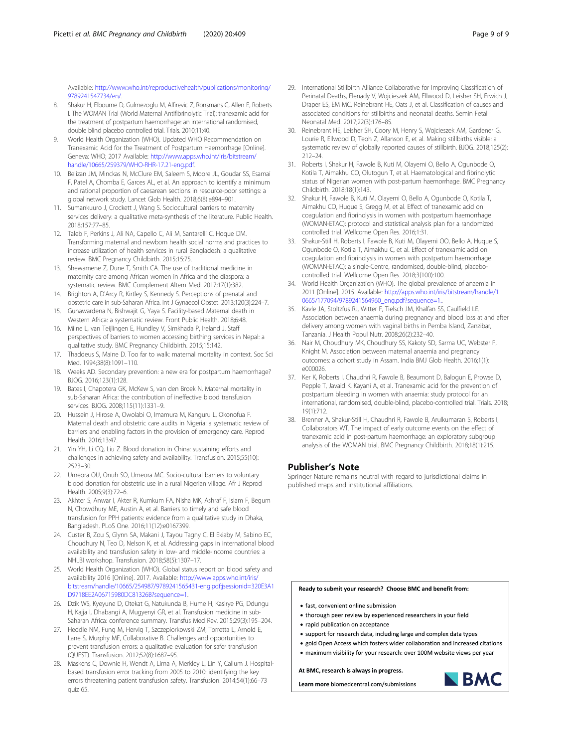Available: http://www.who.int/reproductivehealth/publications/monitoring/9789241547734/en/.

8. Shakur H, Elbourne D, Gulmezoglu M, Alfirevic Z, Ronsmans C, Allen E, Roberts I. The WOMAN Trial (World Maternal Antifibrinolytic Trial): tranexamic acid for the treatment of postpartum haemorrhage: an international randomised, double blind placebo controlled trial. Trials. 2010;11:40.
9. World Health Organization (WHO). Updated WHO Recommendation on Tranexamic Acid for the Treatment of Postpartum Haemorrhage [Online]. Geneva: WHO; 2017 Available: http://www.apps.who.int/iris/bitstream/handle/10665/259379/WHO-RHR-17.21-eng.pdf.
10. Belizan JM, Minckas N, McClure EM, Saleem S, Moore JL, Goudar SS, Esamai F, Patel A, Chomba E, Garces AL, et al. An approach to identify a minimum and rational proportion of caesarean sections in resource-poor settings: a global network study. Lancet Glob Health. 2018;6(8):e894–901.
11. Sumankuuro J, Crockett J, Wang S. Sociocultural barriers to maternity services delivery: a qualitative meta-synthesis of the literature. Public Health. 2018;157:77–85.
12. Taleb F, Perkins J, Ali NA, Capello C, Ali M, Santarelli C, Hoque DM. Transforming maternal and newborn health social norms and practices to increase utilization of health services in rural Bangladesh: a qualitative review. BMC Pregnancy Childbirth. 2015;15:75.
13. Shewamene Z, Dune T, Smith CA. The use of traditional medicine in maternity care among African women in Africa and the diaspora: a systematic review. BMC Complement Altern Med. 2017;17(1):382.
14. Brighton A, D'Arcy R, Kirtley S, Kennedy S. Perceptions of prenatal and obstetric care in sub-Saharan Africa. Int J Gynaecol Obstet. 2013;120(3):224–7.
15. Gunawardena N, Bishwajit G, Yaya S. Facility-based Maternal death in Western Africa: a systematic review. Front Public Health. 2018;6:48.
16. Milne L, van Teijlingen E, Hundley V, Simkhada P, Ireland J. Staff perspectives of barriers to women accessing birthing services in Nepal: a qualitative study. BMC Pregnancy Childbirth. 2015;15:142.
17. Thaddeus S, Maine D. Too far to walk: maternal mortality in context. Soc Sci Med. 1994;38(8):1091–110.
18. Weeks AD. Secondary prevention: a new era for postpartum haemorrhage? BJOG. 2016;123(1):128.
19. Bates I, Chapotera GK, McKew S, van den Broek N. Maternal mortality in sub-Saharan Africa: the contribution of ineffective blood transfusion services. BJOG. 2008;115(11):1331–9.
20. Hussein J, Hirose A, Owolabi O, Imamura M, Kanguru L, Okonofua F. Maternal death and obstetric care audits in Nigeria: a systematic review of barriers and enabling factors in the provision of emergency care. Reprod Health. 2016;13:47.
21. Yin YH, Li CQ, Liu Z. Blood donation in China: sustaining efforts and challenges in achieving safety and availability. Transfusion. 2015;55(10):2523–30.
22. Umeora OU, Onuh SO, Umeora MC. Socio-cultural barriers to voluntary blood donation for obstetric use in a rural Nigerian village. Afr J Reprod Health. 2005;9(3):72–6.
23. Akhter S, Anwar I, Akter R, Kumkum FA, Nisha MK, Ashraf F, Islam F, Begum N, Chowdhury ME, Austin A, et al. Barriers to timely and safe blood transfusion for PPH patients: evidence from a qualitative study in Dhaka, Bangladesh. PLoS One. 2016;11(12):e0167399.
24. Custer B, Zou S, Glynn SA, Makani J, Tayou Tagny C, El Ekiaby M, Sabino EC, Choudhury N, Teo D, Nelson K, et al. Addressing gaps in international blood availability and transfusion safety in low- and middle-income countries: a NHLBI workshop. Transfusion. 2018;58(5):1307–17.
25. World Health Organization (WHO). Global status report on blood safety and availability 2016 [Online]. 2017. Available: http://www.apps.who.int/iris/bitstream/handle/10665/254987/9789241565431-eng.pdf;jsessionid=320E3A1D9718EE2A06715980DC81326B?sequence=1.
26. Dzik WS, Kyeyune D, Otekat G, Natukunda B, Hume H, Kasirye PG, Ddungu H, Kajja I, Dhabangi A, Mugyenyi GR, et al. Transfusion medicine in sub-Saharan Africa: conference summary. Transfus Med Rev. 2015;29(3):195–204.
27. Heddle NM, Fung M, Hervig T, Szczepiorkowski ZM, Torretta L, Arnold E, Lane S, Murphy MF, Collaborative B. Challenges and opportunities to prevent transfusion errors: a qualitative evaluation for safer transfusion (QUEST). Transfusion. 2012;52(8):1687–95.
28. Maskens C, Downie H, Wendt A, Lima A, Merkley L, Lin Y, Callum J. Hospital-based transfusion error tracking from 2005 to 2010: identifying the key errors threatening patient transfusion safety. Transfusion. 2014;54(1):66–73 quiz 65.
29. International Stillbirth Alliance Collaborative for Improving Classification of Perinatal Deaths, Flenady V, Wojcieszek AM, Ellwood D, Leisher SH, Erwich J, Draper ES, EM MC, Reinebrant HE, Oats J, et al. Classification of causes and associated conditions for stillbirths and neonatal deaths. Semin Fetal Neonatal Med. 2017;22(3):176–85.
30. Reinebrant HE, Leisher SH, Coory M, Henry S, Wojcieszek AM, Gardener G, Lourie R, Ellwood D, Teoh Z, Allanson E, et al. Making stillbirths visible: a systematic review of globally reported causes of stillbirth. BJOG. 2018;125(2):212–24.
31. Roberts I, Shakur H, Fawole B, Kuti M, Olayemi O, Bello A, Ogunbode O, Kotila T, Aimakhu CO, Olutogun T, et al. Haematological and fibrinolytic status of Nigerian women with post-partum haemorrhage. BMC Pregnancy Childbirth. 2018;18(1):143.
32. Shakur H, Fawole B, Kuti M, Olayemi O, Bello A, Ogunbode O, Kotila T, Aimakhu CO, Huque S, Gregg M, et al. Effect of tranexamic acid on coagulation and fibrinolysis in women with postpartum haemorrhage (WOMAN-ETAC): protocol and statistical analysis plan for a randomized controlled trial. Wellcome Open Res. 2016;1:31.
33. Shakur-Still H, Roberts I, Fawole B, Kuti M, Olayemi OO, Bello A, Huque S, Ogunbode O, Kotila T, Aimakhu C, et al. Effect of tranexamic acid on coagulation and fibrinolysis in women with postpartum haemorrhage (WOMAN-ETAC): a single-Centre, randomised, double-blind, placebo-controlled trial. Wellcome Open Res. 2018;3(100):100.
34. World Health Organization (WHO). The global prevalence of anaemia in 2011 [Online]. 2015. Available: http://apps.who.int/iris/bitstream/handle/10665/177094/9789241564960_eng.pdf?sequence=1..
35. Kavle JA, Stoltzfus RJ, Witter F, Tielsch JM, Khalfan SS, Caulfield LE. Association between anaemia during pregnancy and blood loss at and after delivery among women with vaginal births in Pemba Island, Zanzibar, Tanzania. J Health Popul Nutr. 2008;26(2):232–40.
36. Nair M, Choudhury MK, Choudhury SS, Kakoty SD, Sarma UC, Webster P, Knight M. Association between maternal anaemia and pregnancy outcomes: a cohort study in Assam. India BMJ Glob Health. 2016;1(1):e000026.
37. Ker K, Roberts I, Chaudhri R, Fawole B, Beaumont D, Balogun E, Prowse D, Pepple T, Javaid K, Kayani A, et al. Tranexamic acid for the prevention of postpartum bleeding in women with anaemia: study protocol for an international, randomised, double-blind, placebo-controlled trial. Trials. 2018;19(1):712.
38. Brenner A, Shakur-Still H, Chaudhri R, Fawole B, Arulkumaran S, Roberts I, Collaborators WT. The impact of early outcome events on the effect of tranexamic acid in post-partum haemorrhage: an exploratory subgroup analysis of the WOMAN trial. BMC Pregnancy Childbirth. 2018;18(1):215.

## Publisher's Note

Springer Nature remains neutral with regard to jurisdictional claims in published maps and institutional affiliations.

**Ready to submit your research? Choose BMC and benefit from:**

- fast, convenient online submission
- thorough peer review by experienced researchers in your field
- rapid publication on acceptance
- support for research data, including large and complex data types
- gold Open Access which fosters wider collaboration and increased citations
- maximum visibility for your research: over 100M website views per year

**At BMC, research is always in progress.**

**Learn more** biomedcentral.com/submissions

BMC